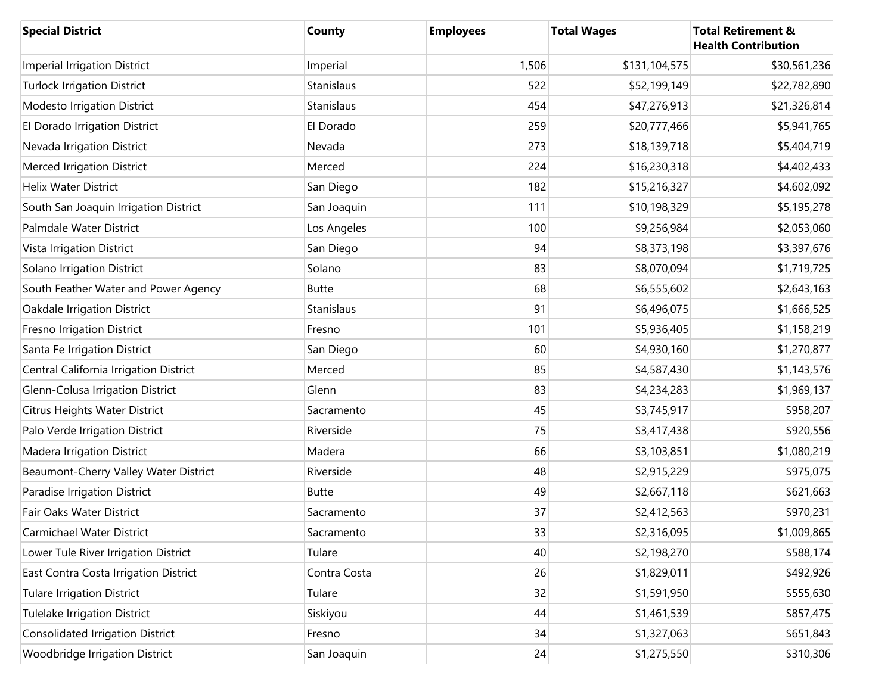| Special District | County | Employees | Total Wages | Total Retirement & Health Contribution |
|---|---|---|---|---|
| Imperial Irrigation District | Imperial | 1,506 | $131,104,575 | $30,561,236 |
| Turlock Irrigation District | Stanislaus | 522 | $52,199,149 | $22,782,890 |
| Modesto Irrigation District | Stanislaus | 454 | $47,276,913 | $21,326,814 |
| El Dorado Irrigation District | El Dorado | 259 | $20,777,466 | $5,941,765 |
| Nevada Irrigation District | Nevada | 273 | $18,139,718 | $5,404,719 |
| Merced Irrigation District | Merced | 224 | $16,230,318 | $4,402,433 |
| Helix Water District | San Diego | 182 | $15,216,327 | $4,602,092 |
| South San Joaquin Irrigation District | San Joaquin | 111 | $10,198,329 | $5,195,278 |
| Palmdale Water District | Los Angeles | 100 | $9,256,984 | $2,053,060 |
| Vista Irrigation District | San Diego | 94 | $8,373,198 | $3,397,676 |
| Solano Irrigation District | Solano | 83 | $8,070,094 | $1,719,725 |
| South Feather Water and Power Agency | Butte | 68 | $6,555,602 | $2,643,163 |
| Oakdale Irrigation District | Stanislaus | 91 | $6,496,075 | $1,666,525 |
| Fresno Irrigation District | Fresno | 101 | $5,936,405 | $1,158,219 |
| Santa Fe Irrigation District | San Diego | 60 | $4,930,160 | $1,270,877 |
| Central California Irrigation District | Merced | 85 | $4,587,430 | $1,143,576 |
| Glenn-Colusa Irrigation District | Glenn | 83 | $4,234,283 | $1,969,137 |
| Citrus Heights Water District | Sacramento | 45 | $3,745,917 | $958,207 |
| Palo Verde Irrigation District | Riverside | 75 | $3,417,438 | $920,556 |
| Madera Irrigation District | Madera | 66 | $3,103,851 | $1,080,219 |
| Beaumont-Cherry Valley Water District | Riverside | 48 | $2,915,229 | $975,075 |
| Paradise Irrigation District | Butte | 49 | $2,667,118 | $621,663 |
| Fair Oaks Water District | Sacramento | 37 | $2,412,563 | $970,231 |
| Carmichael Water District | Sacramento | 33 | $2,316,095 | $1,009,865 |
| Lower Tule River Irrigation District | Tulare | 40 | $2,198,270 | $588,174 |
| East Contra Costa Irrigation District | Contra Costa | 26 | $1,829,011 | $492,926 |
| Tulare Irrigation District | Tulare | 32 | $1,591,950 | $555,630 |
| Tulelake Irrigation District | Siskiyou | 44 | $1,461,539 | $857,475 |
| Consolidated Irrigation District | Fresno | 34 | $1,327,063 | $651,843 |
| Woodbridge Irrigation District | San Joaquin | 24 | $1,275,550 | $310,306 |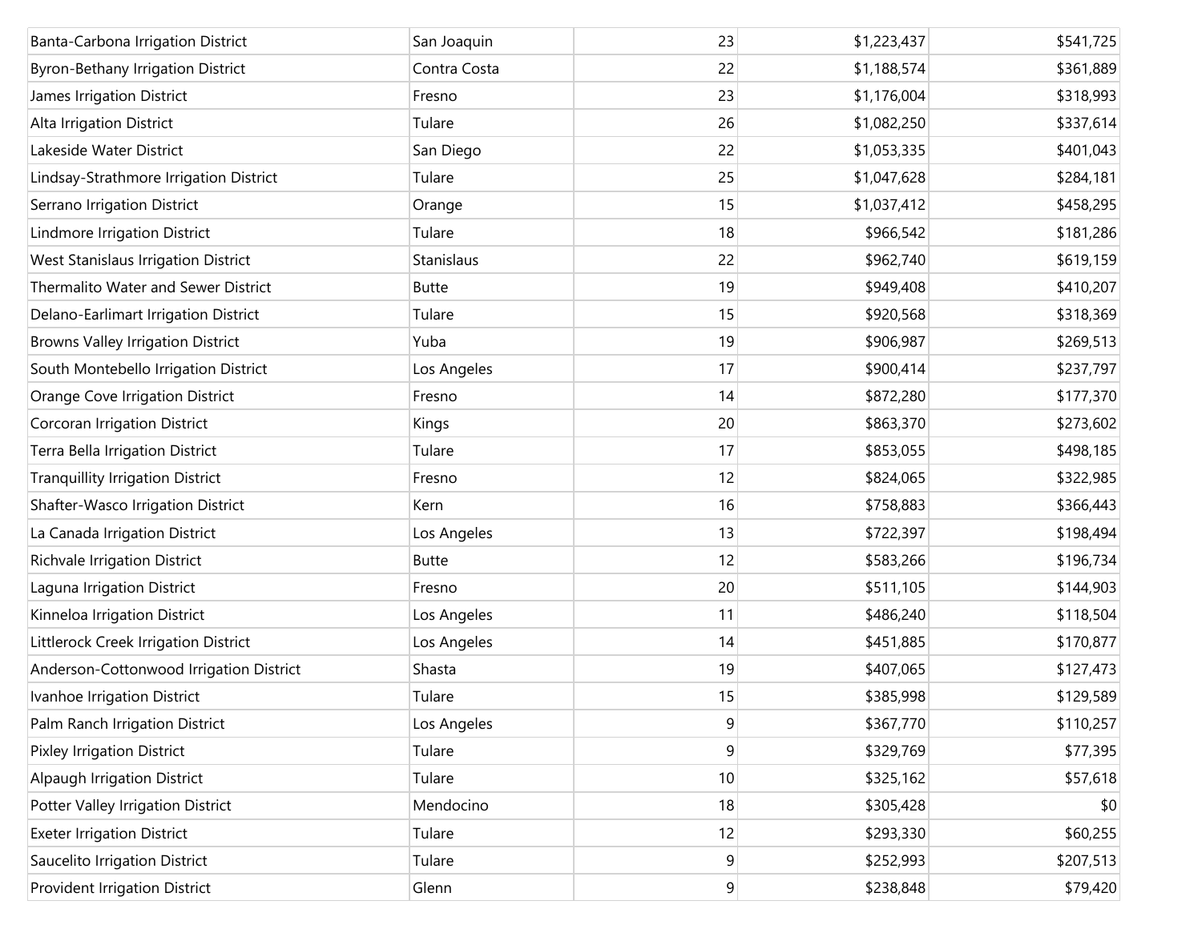| | | | | |
|---|---|---|---|---|
| Banta-Carbona Irrigation District | San Joaquin | 23 | $1,223,437 | $541,725 |
| Byron-Bethany Irrigation District | Contra Costa | 22 | $1,188,574 | $361,889 |
| James Irrigation District | Fresno | 23 | $1,176,004 | $318,993 |
| Alta Irrigation District | Tulare | 26 | $1,082,250 | $337,614 |
| Lakeside Water District | San Diego | 22 | $1,053,335 | $401,043 |
| Lindsay-Strathmore Irrigation District | Tulare | 25 | $1,047,628 | $284,181 |
| Serrano Irrigation District | Orange | 15 | $1,037,412 | $458,295 |
| Lindmore Irrigation District | Tulare | 18 | $966,542 | $181,286 |
| West Stanislaus Irrigation District | Stanislaus | 22 | $962,740 | $619,159 |
| Thermalito Water and Sewer District | Butte | 19 | $949,408 | $410,207 |
| Delano-Earlimart Irrigation District | Tulare | 15 | $920,568 | $318,369 |
| Browns Valley Irrigation District | Yuba | 19 | $906,987 | $269,513 |
| South Montebello Irrigation District | Los Angeles | 17 | $900,414 | $237,797 |
| Orange Cove Irrigation District | Fresno | 14 | $872,280 | $177,370 |
| Corcoran Irrigation District | Kings | 20 | $863,370 | $273,602 |
| Terra Bella Irrigation District | Tulare | 17 | $853,055 | $498,185 |
| Tranquillity Irrigation District | Fresno | 12 | $824,065 | $322,985 |
| Shafter-Wasco Irrigation District | Kern | 16 | $758,883 | $366,443 |
| La Canada Irrigation District | Los Angeles | 13 | $722,397 | $198,494 |
| Richvale Irrigation District | Butte | 12 | $583,266 | $196,734 |
| Laguna Irrigation District | Fresno | 20 | $511,105 | $144,903 |
| Kinneloa Irrigation District | Los Angeles | 11 | $486,240 | $118,504 |
| Littlerock Creek Irrigation District | Los Angeles | 14 | $451,885 | $170,877 |
| Anderson-Cottonwood Irrigation District | Shasta | 19 | $407,065 | $127,473 |
| Ivanhoe Irrigation District | Tulare | 15 | $385,998 | $129,589 |
| Palm Ranch Irrigation District | Los Angeles | 9 | $367,770 | $110,257 |
| Pixley Irrigation District | Tulare | 9 | $329,769 | $77,395 |
| Alpaugh Irrigation District | Tulare | 10 | $325,162 | $57,618 |
| Potter Valley Irrigation District | Mendocino | 18 | $305,428 | $0 |
| Exeter Irrigation District | Tulare | 12 | $293,330 | $60,255 |
| Saucelito Irrigation District | Tulare | 9 | $252,993 | $207,513 |
| Provident Irrigation District | Glenn | 9 | $238,848 | $79,420 |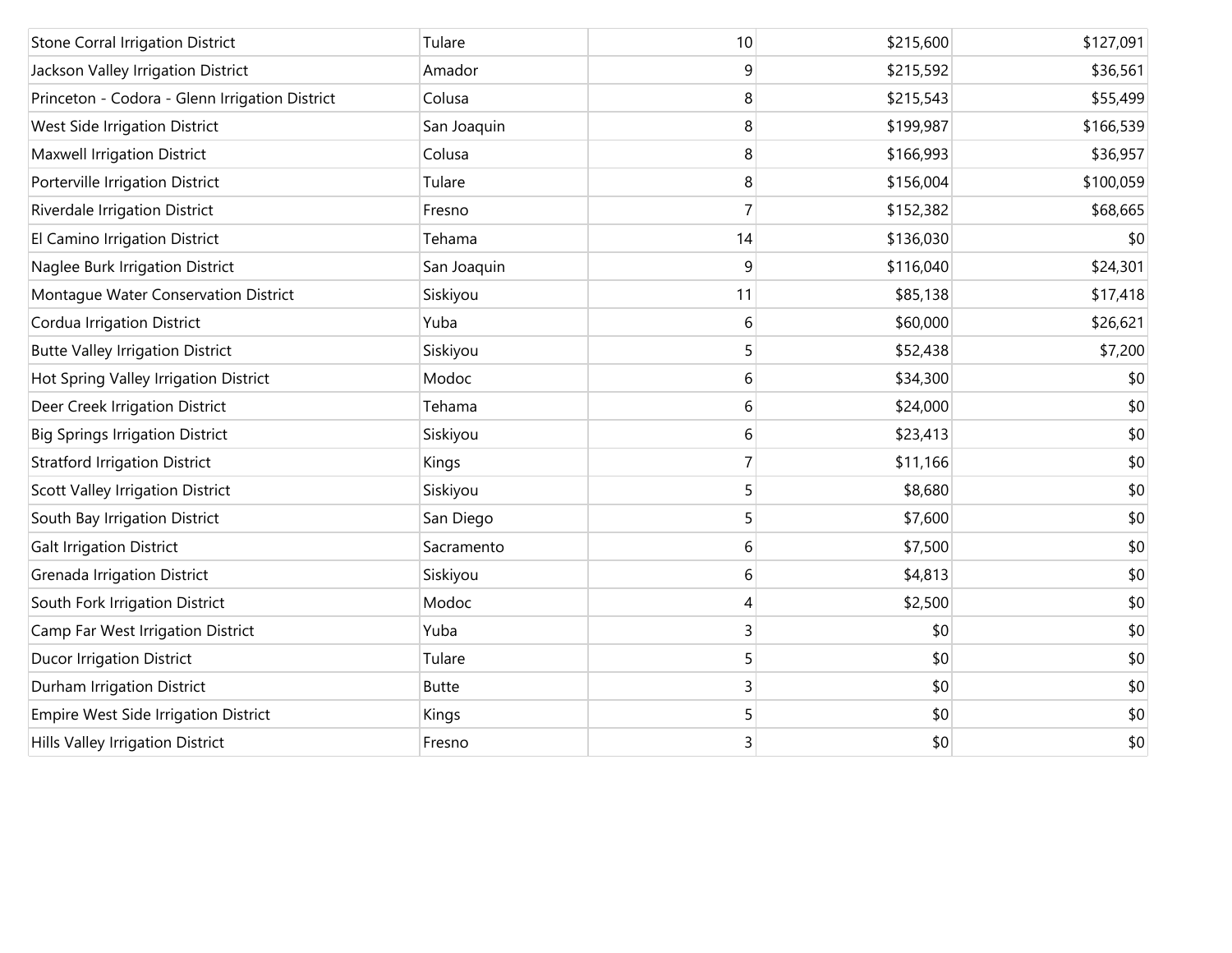| | | | | |
|---|---|---|---|---|
| Stone Corral Irrigation District | Tulare | 10 | $215,600 | $127,091 |
| Jackson Valley Irrigation District | Amador | 9 | $215,592 | $36,561 |
| Princeton - Codora - Glenn Irrigation District | Colusa | 8 | $215,543 | $55,499 |
| West Side Irrigation District | San Joaquin | 8 | $199,987 | $166,539 |
| Maxwell Irrigation District | Colusa | 8 | $166,993 | $36,957 |
| Porterville Irrigation District | Tulare | 8 | $156,004 | $100,059 |
| Riverdale Irrigation District | Fresno | 7 | $152,382 | $68,665 |
| El Camino Irrigation District | Tehama | 14 | $136,030 | $0 |
| Naglee Burk Irrigation District | San Joaquin | 9 | $116,040 | $24,301 |
| Montague Water Conservation District | Siskiyou | 11 | $85,138 | $17,418 |
| Cordua Irrigation District | Yuba | 6 | $60,000 | $26,621 |
| Butte Valley Irrigation District | Siskiyou | 5 | $52,438 | $7,200 |
| Hot Spring Valley Irrigation District | Modoc | 6 | $34,300 | $0 |
| Deer Creek Irrigation District | Tehama | 6 | $24,000 | $0 |
| Big Springs Irrigation District | Siskiyou | 6 | $23,413 | $0 |
| Stratford Irrigation District | Kings | 7 | $11,166 | $0 |
| Scott Valley Irrigation District | Siskiyou | 5 | $8,680 | $0 |
| South Bay Irrigation District | San Diego | 5 | $7,600 | $0 |
| Galt Irrigation District | Sacramento | 6 | $7,500 | $0 |
| Grenada Irrigation District | Siskiyou | 6 | $4,813 | $0 |
| South Fork Irrigation District | Modoc | 4 | $2,500 | $0 |
| Camp Far West Irrigation District | Yuba | 3 | $0 | $0 |
| Ducor Irrigation District | Tulare | 5 | $0 | $0 |
| Durham Irrigation District | Butte | 3 | $0 | $0 |
| Empire West Side Irrigation District | Kings | 5 | $0 | $0 |
| Hills Valley Irrigation District | Fresno | 3 | $0 | $0 |